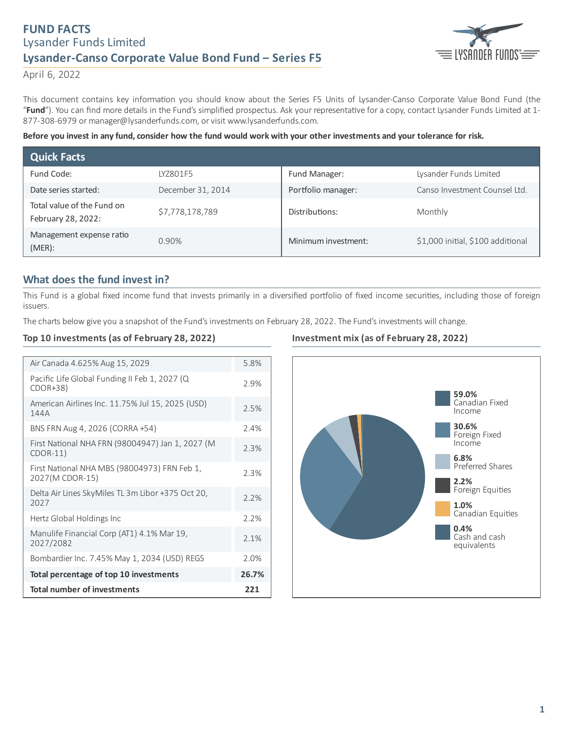# FUND FACTS

Lysander Funds Limited

## Lysander-Canso Corporate Value Bond Fund – Series F5

April 6, 2022

This document contains key information you should know about the Series F5 Units of Lysander-Canso Corporate Value Bond Fund (the "**Fund**"). You can find more details in the Fund's simplified prospectus. Ask your representative for a copy, contact Lysander Funds Limited at 1-877-308-6979 or manager@lysanderfunds.com, or visit www.lysanderfunds.com.

**Before you invest in any fund, consider how the fund would work with your other investments and your tolerance for risk.**

## Quick Facts

| | | | |
|---|---|---|---|
| Fund Code: | LYZ801F5 | Fund Manager: | Lysander Funds Limited |
| Date series started: | December 31, 2014 | Portfolio manager: | Canso Investment Counsel Ltd. |
| Total value of the Fund on February 28, 2022: | $7,778,178,789 | Distributions: | Monthly |
| Management expense ratio (MER): | 0.90% | Minimum investment: | $1,000 initial, $100 additional |

## What does the fund invest in?

This Fund is a global fixed income fund that invests primarily in a diversified portfolio of fixed income securities, including those of foreign issuers.

The charts below give you a snapshot of the Fund's investments on February 28, 2022. The Fund's investments will change.

### Top 10 investments (as of February 28, 2022)

| | |
|---|---|
| Air Canada 4.625% Aug 15, 2029 | 5.8% |
| Pacific Life Global Funding II Feb 1, 2027 (Q CDOR+38) | 2.9% |
| American Airlines Inc. 11.75% Jul 15, 2025 (USD) 144A | 2.5% |
| BNS FRN Aug 4, 2026 (CORRA +54) | 2.4% |
| First National NHA FRN (98004947) Jan 1, 2027 (M CDOR-11) | 2.3% |
| First National NHA MBS (98004973) FRN Feb 1, 2027(M CDOR-15) | 2.3% |
| Delta Air Lines SkyMiles TL 3m Libor +375 Oct 20, 2027 | 2.2% |
| Hertz Global Holdings Inc | 2.2% |
| Manulife Financial Corp (AT1) 4.1% Mar 19, 2027/2082 | 2.1% |
| Bombardier Inc. 7.45% May 1, 2034 (USD) REGS | 2.0% |
| **Total percentage of top 10 investments** | **26.7%** |
| **Total number of investments** | **221** |

### Investment mix (as of February 28, 2022)

- **59.0%** Canadian Fixed Income
- **30.6%** Foreign Fixed Income
- **6.8%** Preferred Shares
- **2.2%** Foreign Equities
- **1.0%** Canadian Equities
- **0.4%** Cash and cash equivalents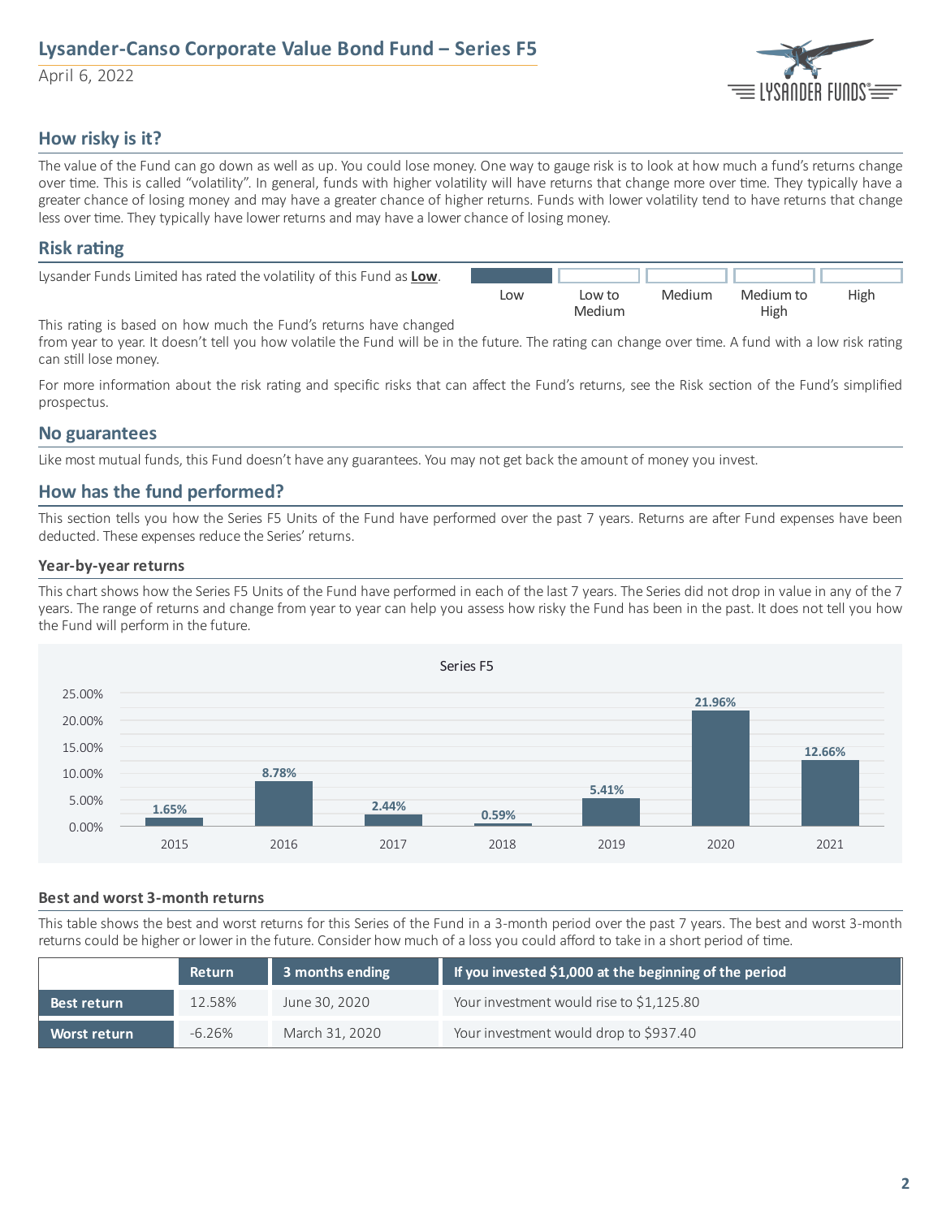# Lysander-Canso Corporate Value Bond Fund – Series F5

April 6, 2022

## How risky is it?

The value of the Fund can go down as well as up. You could lose money. One way to gauge risk is to look at how much a fund's returns change over time. This is called "volatility". In general, funds with higher volatility will have returns that change more over time. They typically have a greater chance of losing money and may have a greater chance of higher returns. Funds with lower volatility tend to have returns that change less over time. They typically have lower returns and may have a lower chance of losing money.

## Risk rating

Lysander Funds Limited has rated the volatility of this Fund as **Low**.

| Low | Low to Medium | Medium | Medium to High | High |
|---|---|---|---|---|
| ■ | | | | |

This rating is based on how much the Fund's returns have changed from year to year. It doesn't tell you how volatile the Fund will be in the future. The rating can change over time. A fund with a low risk rating can still lose money.

For more information about the risk rating and specific risks that can affect the Fund's returns, see the Risk section of the Fund's simplified prospectus.

## No guarantees

Like most mutual funds, this Fund doesn't have any guarantees. You may not get back the amount of money you invest.

## How has the fund performed?

This section tells you how the Series F5 Units of the Fund have performed over the past 7 years. Returns are after Fund expenses have been deducted. These expenses reduce the Series' returns.

### Year-by-year returns

This chart shows how the Series F5 Units of the Fund have performed in each of the last 7 years. The Series did not drop in value in any of the 7 years. The range of returns and change from year to year can help you assess how risky the Fund has been in the past. It does not tell you how the Fund will perform in the future.

Series F5

| Year | Return |
|---|---|
| 2015 | 1.65% |
| 2016 | 8.78% |
| 2017 | 2.44% |
| 2018 | 0.59% |
| 2019 | 5.41% |
| 2020 | 21.96% |
| 2021 | 12.66% |

### Best and worst 3-month returns

This table shows the best and worst returns for this Series of the Fund in a 3-month period over the past 7 years. The best and worst 3-month returns could be higher or lower in the future. Consider how much of a loss you could afford to take in a short period of time.

| | Return | 3 months ending | If you invested $1,000 at the beginning of the period |
|---|---|---|---|
| **Best return** | 12.58% | June 30, 2020 | Your investment would rise to $1,125.80 |
| **Worst return** | -6.26% | March 31, 2020 | Your investment would drop to $937.40 |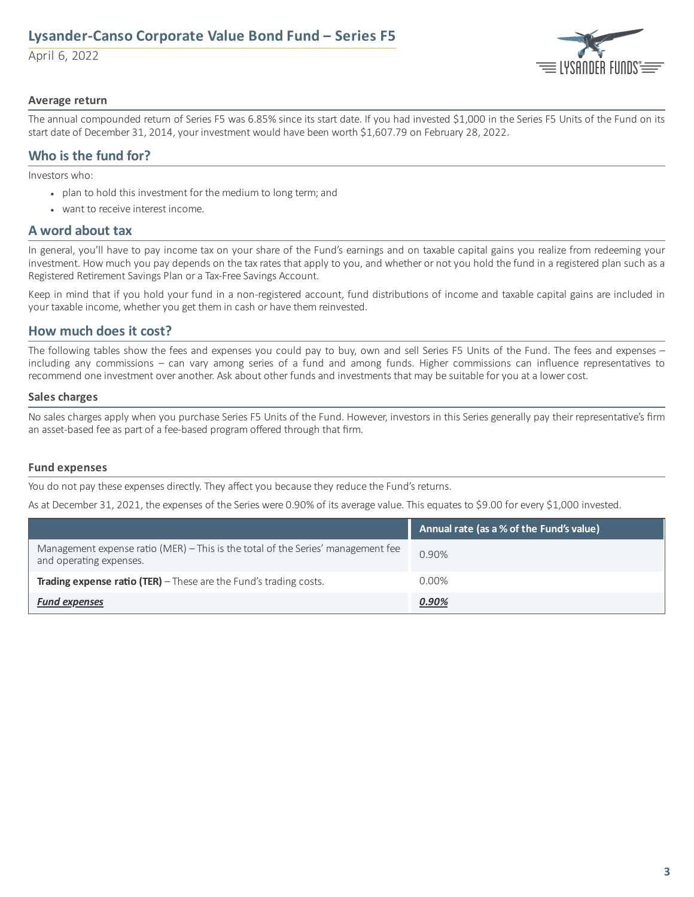### Average return

The annual compounded return of Series F5 was 6.85% since its start date. If you had invested $1,000 in the Series F5 Units of the Fund on its start date of December 31, 2014, your investment would have been worth $1,607.79 on February 28, 2022.

## Who is the fund for?

Investors who:

- plan to hold this investment for the medium to long term; and
- want to receive interest income.

## A word about tax

In general, you'll have to pay income tax on your share of the Fund's earnings and on taxable capital gains you realize from redeeming your investment. How much you pay depends on the tax rates that apply to you, and whether or not you hold the fund in a registered plan such as a Registered Retirement Savings Plan or a Tax-Free Savings Account.

Keep in mind that if you hold your fund in a non-registered account, fund distributions of income and taxable capital gains are included in your taxable income, whether you get them in cash or have them reinvested.

## How much does it cost?

The following tables show the fees and expenses you could pay to buy, own and sell Series F5 Units of the Fund. The fees and expenses – including any commissions – can vary among series of a fund and among funds. Higher commissions can influence representatives to recommend one investment over another. Ask about other funds and investments that may be suitable for you at a lower cost.

### Sales charges

No sales charges apply when you purchase Series F5 Units of the Fund. However, investors in this Series generally pay their representative's firm an asset-based fee as part of a fee-based program offered through that firm.

### Fund expenses

You do not pay these expenses directly. They affect you because they reduce the Fund's returns.

As at December 31, 2021, the expenses of the Series were 0.90% of its average value. This equates to $9.00 for every $1,000 invested.

| | Annual rate (as a % of the Fund's value) |
|---|---|
| Management expense ratio (MER) – This is the total of the Series' management fee and operating expenses. | 0.90% |
| **Trading expense ratio (TER)** – These are the Fund's trading costs. | 0.00% |
| ***Fund expenses*** | ***0.90%*** |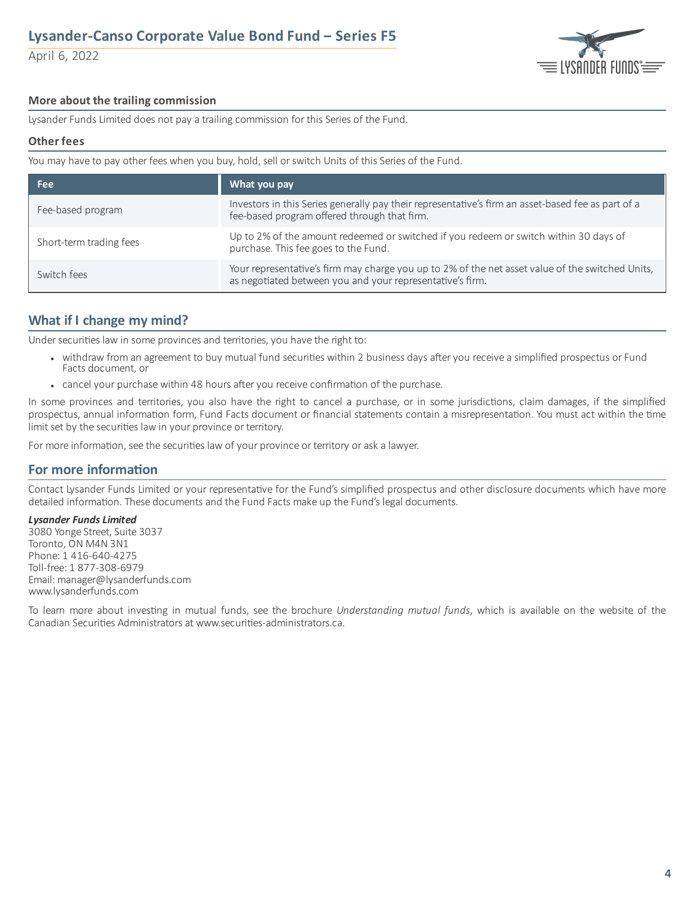### More about the trailing commission

Lysander Funds Limited does not pay a trailing commission for this Series of the Fund.

### Other fees

You may have to pay other fees when you buy, hold, sell or switch Units of this Series of the Fund.

| Fee | What you pay |
|---|---|
| Fee-based program | Investors in this Series generally pay their representative's firm an asset-based fee as part of a fee-based program offered through that firm. |
| Short-term trading fees | Up to 2% of the amount redeemed or switched if you redeem or switch within 30 days of purchase. This fee goes to the Fund. |
| Switch fees | Your representative's firm may charge you up to 2% of the net asset value of the switched Units, as negotiated between you and your representative's firm. |

## What if I change my mind?

Under securities law in some provinces and territories, you have the right to:

- withdraw from an agreement to buy mutual fund securities within 2 business days after you receive a simplified prospectus or Fund Facts document, or
- cancel your purchase within 48 hours after you receive confirmation of the purchase.

In some provinces and territories, you also have the right to cancel a purchase, or in some jurisdictions, claim damages, if the simplified prospectus, annual information form, Fund Facts document or financial statements contain a misrepresentation. You must act within the time limit set by the securities law in your province or territory.

For more information, see the securities law of your province or territory or ask a lawyer.

## For more information

Contact Lysander Funds Limited or your representative for the Fund's simplified prospectus and other disclosure documents which have more detailed information. These documents and the Fund Facts make up the Fund's legal documents.

***Lysander Funds Limited***
3080 Yonge Street, Suite 3037
Toronto, ON M4N 3N1
Phone: 1 416-640-4275
Toll-free: 1 877-308-6979
Email: manager@lysanderfunds.com
www.lysanderfunds.com

To learn more about investing in mutual funds, see the brochure *Understanding mutual funds*, which is available on the website of the Canadian Securities Administrators at www.securities-administrators.ca.